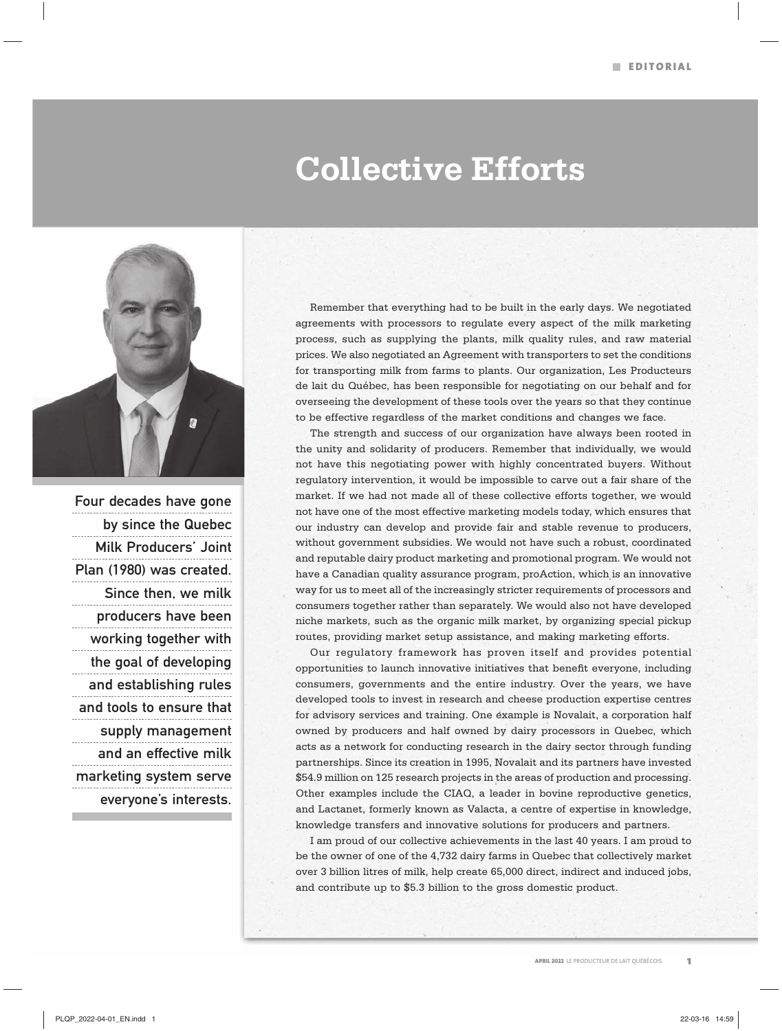# Collective Efforts

Four decades have gone by since the Quebec Milk Producers' Joint Plan (1980) was created. Since then, we milk producers have been working together with the goal of developing and establishing rules and tools to ensure that supply management and an effective milk marketing system serve everyone's interests.

Remember that everything had to be built in the early days. We negotiated agreements with processors to regulate every aspect of the milk marketing process, such as supplying the plants, milk quality rules, and raw material prices. We also negotiated an Agreement with transporters to set the conditions for transporting milk from farms to plants. Our organization, Les Producteurs de lait du Québec, has been responsible for negotiating on our behalf and for overseeing the development of these tools over the years so that they continue to be effective regardless of the market conditions and changes we face.

The strength and success of our organization have always been rooted in the unity and solidarity of producers. Remember that individually, we would not have this negotiating power with highly concentrated buyers. Without regulatory intervention, it would be impossible to carve out a fair share of the market. If we had not made all of these collective efforts together, we would not have one of the most effective marketing models today, which ensures that our industry can develop and provide fair and stable revenue to producers, without government subsidies. We would not have such a robust, coordinated and reputable dairy product marketing and promotional program. We would not have a Canadian quality assurance program, proAction, which is an innovative way for us to meet all of the increasingly stricter requirements of processors and consumers together rather than separately. We would also not have developed niche markets, such as the organic milk market, by organizing special pickup routes, providing market setup assistance, and making marketing efforts.

Our regulatory framework has proven itself and provides potential opportunities to launch innovative initiatives that benefit everyone, including consumers, governments and the entire industry. Over the years, we have developed tools to invest in research and cheese production expertise centres for advisory services and training. One example is Novalait, a corporation half owned by producers and half owned by dairy processors in Quebec, which acts as a network for conducting research in the dairy sector through funding partnerships. Since its creation in 1995, Novalait and its partners have invested $54.9 million on 125 research projects in the areas of production and processing. Other examples include the CIAQ, a leader in bovine reproductive genetics, and Lactanet, formerly known as Valacta, a centre of expertise in knowledge, knowledge transfers and innovative solutions for producers and partners.

I am proud of our collective achievements in the last 40 years. I am proud to be the owner of one of the 4,732 dairy farms in Quebec that collectively market over 3 billion litres of milk, help create 65,000 direct, indirect and induced jobs, and contribute up to $5.3 billion to the gross domestic product.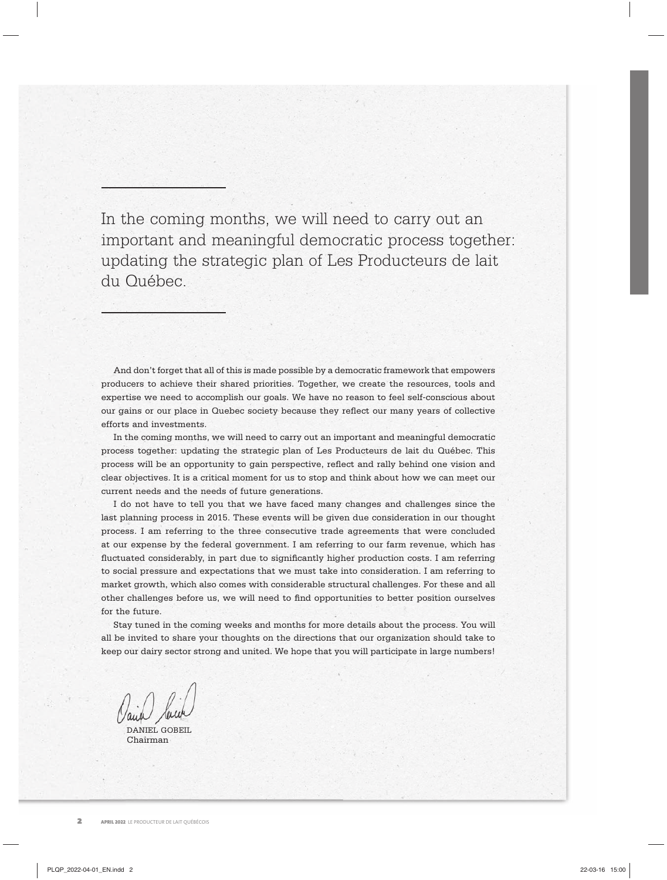In the coming months, we will need to carry out an important and meaningful democratic process together: updating the strategic plan of Les Producteurs de lait du Québec.

And don't forget that all of this is made possible by a democratic framework that empowers producers to achieve their shared priorities. Together, we create the resources, tools and expertise we need to accomplish our goals. We have no reason to feel self-conscious about our gains or our place in Quebec society because they reflect our many years of collective efforts and investments.

In the coming months, we will need to carry out an important and meaningful democratic process together: updating the strategic plan of Les Producteurs de lait du Québec. This process will be an opportunity to gain perspective, reflect and rally behind one vision and clear objectives. It is a critical moment for us to stop and think about how we can meet our current needs and the needs of future generations.

I do not have to tell you that we have faced many changes and challenges since the last planning process in 2015. These events will be given due consideration in our thought process. I am referring to the three consecutive trade agreements that were concluded at our expense by the federal government. I am referring to our farm revenue, which has fluctuated considerably, in part due to significantly higher production costs. I am referring to social pressure and expectations that we must take into consideration. I am referring to market growth, which also comes with considerable structural challenges. For these and all other challenges before us, we will need to find opportunities to better position ourselves for the future.

Stay tuned in the coming weeks and months for more details about the process. You will all be invited to share your thoughts on the directions that our organization should take to keep our dairy sector strong and united. We hope that you will participate in large numbers!

DANIEL GOBEIL
Chairman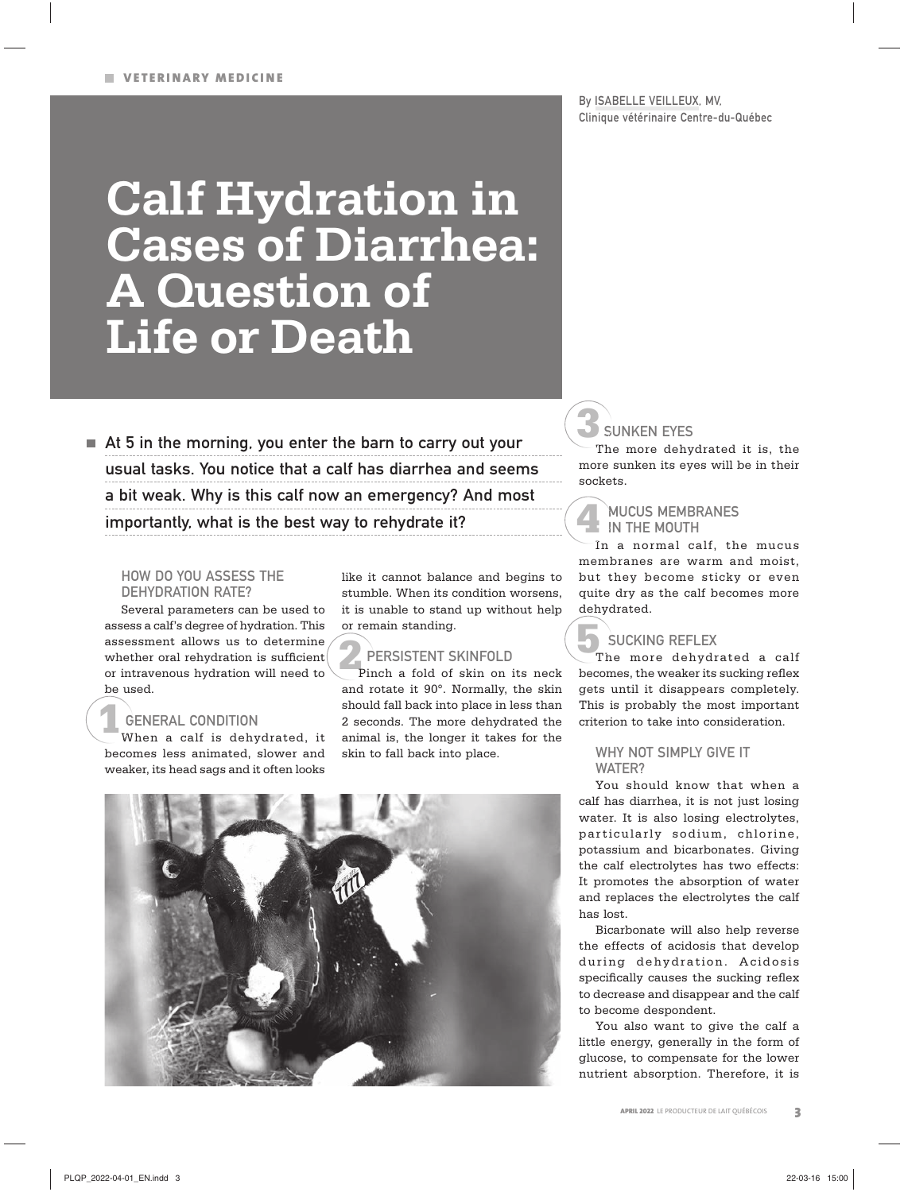VETERINARY MEDICINE

By ISABELLE VEILLEUX, MV,
Clinique vétérinaire Centre-du-Québec

# Calf Hydration in Cases of Diarrhea: A Question of Life or Death

**At 5 in the morning, you enter the barn to carry out your usual tasks. You notice that a calf has diarrhea and seems a bit weak. Why is this calf now an emergency? And most importantly, what is the best way to rehydrate it?**

## HOW DO YOU ASSESS THE DEHYDRATION RATE?

Several parameters can be used to assess a calf's degree of hydration. This assessment allows us to determine whether oral rehydration is sufficient or intravenous hydration will need to be used.

### 1 GENERAL CONDITION

When a calf is dehydrated, it becomes less animated, slower and weaker, its head sags and it often looks like it cannot balance and begins to stumble. When its condition worsens, it is unable to stand up without help or remain standing.

### 2 PERSISTENT SKINFOLD

Pinch a fold of skin on its neck and rotate it 90°. Normally, the skin should fall back into place in less than 2 seconds. The more dehydrated the animal is, the longer it takes for the skin to fall back into place.

### 3 SUNKEN EYES

The more dehydrated it is, the more sunken its eyes will be in their sockets.

### 4 MUCUS MEMBRANES IN THE MOUTH

In a normal calf, the mucus membranes are warm and moist, but they become sticky or even quite dry as the calf becomes more dehydrated.

### 5 SUCKING REFLEX

The more dehydrated a calf becomes, the weaker its sucking reflex gets until it disappears completely. This is probably the most important criterion to take into consideration.

## WHY NOT SIMPLY GIVE IT WATER?

You should know that when a calf has diarrhea, it is not just losing water. It is also losing electrolytes, particularly sodium, chlorine, potassium and bicarbonates. Giving the calf electrolytes has two effects: It promotes the absorption of water and replaces the electrolytes the calf has lost.

Bicarbonate will also help reverse the effects of acidosis that develop during dehydration. Acidosis specifically causes the sucking reflex to decrease and disappear and the calf to become despondent.

You also want to give the calf a little energy, generally in the form of glucose, to compensate for the lower nutrient absorption. Therefore, it is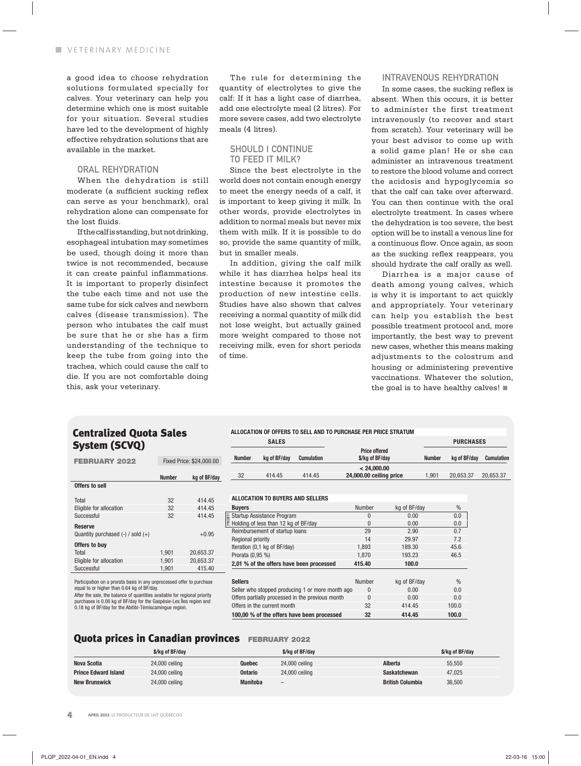a good idea to choose rehydration solutions formulated specially for calves. Your veterinary can help you determine which one is most suitable for your situation. Several studies have led to the development of highly effective rehydration solutions that are available in the market.

### ORAL REHYDRATION

When the dehydration is still moderate (a sufficient sucking reflex can serve as your benchmark), oral rehydration alone can compensate for the lost fluids.

If the calf is standing, but not drinking, esophageal intubation may sometimes be used, though doing it more than twice is not recommended, because it can create painful inflammations. It is important to properly disinfect the tube each time and not use the same tube for sick calves and newborn calves (disease transmission). The person who intubates the calf must be sure that he or she has a firm understanding of the technique to keep the tube from going into the trachea, which could cause the calf to die. If you are not comfortable doing this, ask your veterinary.

The rule for determining the quantity of electrolytes to give the calf: If it has a light case of diarrhea, add one electrolyte meal (2 litres). For more severe cases, add two electrolyte meals (4 litres).

### SHOULD I CONTINUE TO FEED IT MILK?

Since the best electrolyte in the world does not contain enough energy to meet the energy needs of a calf, it is important to keep giving it milk. In other words, provide electrolytes in addition to normal meals but never mix them with milk. If it is possible to do so, provide the same quantity of milk, but in smaller meals.

In addition, giving the calf milk while it has diarrhea helps heal its intestine because it promotes the production of new intestine cells. Studies have also shown that calves receiving a normal quantity of milk did not lose weight, but actually gained more weight compared to those not receiving milk, even for short periods of time.

### INTRAVENOUS REHYDRATION

In some cases, the sucking reflex is absent. When this occurs, it is better to administer the first treatment intravenously (to recover and start from scratch). Your veterinary will be your best advisor to come up with a solid game plan! He or she can administer an intravenous treatment to restore the blood volume and correct the acidosis and hypoglycemia so that the calf can take over afterward. You can then continue with the oral electrolyte treatment. In cases where the dehydration is too severe, the best option will be to install a venous line for a continuous flow. Once again, as soon as the sucking reflex reappears, you should hydrate the calf orally as well.

Diarrhea is a major cause of death among young calves, which is why it is important to act quickly and appropriately. Your veterinary can help you establish the best possible treatment protocol and, more importantly, the best way to prevent new cases, whether this means making adjustments to the colostrum and housing or administering preventive vaccinations. Whatever the solution, the goal is to have healthy calves! ■

## Centralized Quota Sales System (SCVQ)

**FEBRUARY 2022** Fixed Price: $24,000.00

| | Number | kg of BF/day |
|---|---|---|
| **Offers to sell** | | |
| Total | 32 | 414.45 |
| Eligible for allocation | 32 | 414.45 |
| Successful | 32 | 414.45 |
| **Reserve** | | |
| Quantity purchased (-) / sold (+) | | +0.95 |
| **Offers to buy** | | |
| Total | 1,901 | 20,653.37 |
| Eligible for allocation | 1,901 | 20,653.37 |
| Successful | 1,901 | 415.40 |

Participation on a prorata basis in any unprocessed offer to purchase equal to or higher than 0.64 kg of BF/day.
After the sale, the balance of quantities available for regional priority purchases is 0.00 kg of BF/day for the Gaspésie-Les Îles region and 0.18 kg of BF/day for the Abitibi-Témiscamingue region.

**ALLOCATION OF OFFERS TO SELL AND TO PURCHASE PER PRICE STRATUM**

| SALES | | | Price offered | PURCHASES | | |
|---|---|---|---|---|---|---|
| Number | kg of BF/day | Cumulation | $/kg of BF/day | Number | kg of BF/day | Cumulation |
| | | | < 24,000.00 | | | |
| 32 | 414.45 | 414.45 | 24,000.00 ceiling price | 1,901 | 20,653.37 | 20,653.37 |

**ALLOCATION TO BUYERS AND SELLERS**

| Buyers | Number | kg of BF/day | % |
|---|---|---|---|
| PRIORITY: Startup Assistance Program | 0 | 0.00 | 0.0 |
| PRIORITY: Holding of less than 12 kg of BF/day | 0 | 0.00 | 0.0 |
| Reimbursement of startup loans | 29 | 2.90 | 0.7 |
| Regional priority | 14 | 29.97 | 7.2 |
| Iteration (0,1 kg of BF/day) | 1,893 | 189.30 | 45.6 |
| Prorata (0,95 %) | 1,870 | 193.23 | 46.5 |
| **2,01 % of the offers have been processed** | **415.40** | **100.0** | |

| Sellers | Number | kg of BF/day | % |
|---|---|---|---|
| Seller who stopped producing 1 or more month ago | 0 | 0.00 | 0.0 |
| Offers partially processed in the previous month | 0 | 0.00 | 0.0 |
| Offers in the current month | 32 | 414.45 | 100.0 |
| **100,00 % of the offers have been processed** | **32** | **414.45** | **100.0** |

## Quota prices in Canadian provinces FEBRUARY 2022

| | $/kg of BF/day | | $/kg of BF/day | | $/kg of BF/day |
|---|---|---|---|---|---|
| **Nova Scotia** | 24,000 ceiling | **Quebec** | 24,000 ceiling | **Alberta** | 55,550 |
| **Prince Edward Island** | 24,000 ceiling | **Ontario** | 24,000 ceiling | **Saskatchewan** | 47,025 |
| **New Brunswick** | 24,000 ceiling | **Manitoba** | – | **British Columbia** | 36,500 |